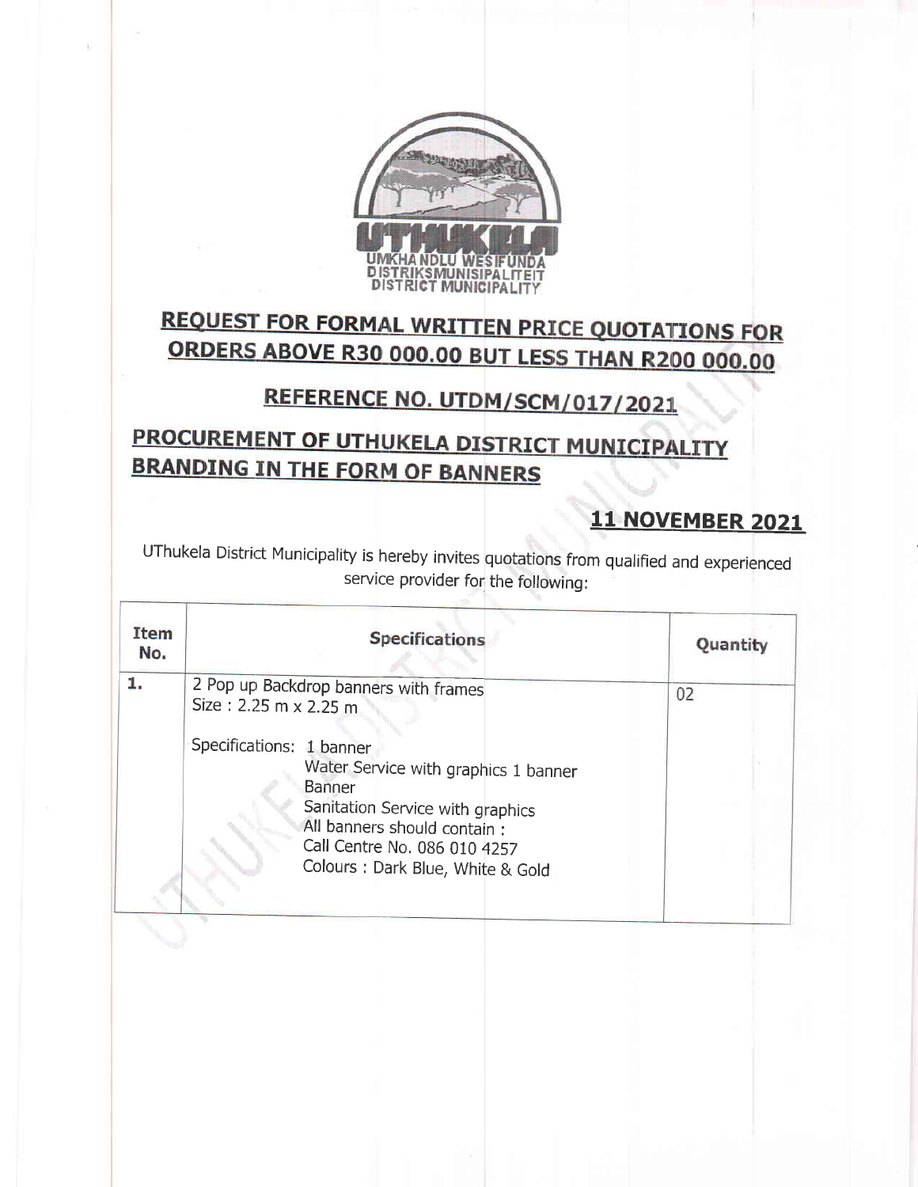UMKHANDLU WESIFUNDA
DISTRIKSMUNISIPALITEIT
DISTRICT MUNICIPALITY

# REQUEST FOR FORMAL WRITTEN PRICE QUOTATIONS FOR ORDERS ABOVE R30 000.00 BUT LESS THAN R200 000.00

## REFERENCE NO. UTDM/SCM/017/2021

## PROCUREMENT OF UTHUKELA DISTRICT MUNICIPALITY BRANDING IN THE FORM OF BANNERS

**11 NOVEMBER 2021**

UThukela District Municipality is hereby invites quotations from qualified and experienced service provider for the following:

| Item No. | Specifications | Quantity |
|---|---|---|
| 1. | 2 Pop up Backdrop banners with frames<br>Size : 2.25 m x 2.25 m<br><br>Specifications: 1 banner<br>Water Service with graphics 1 banner<br>Banner<br>Sanitation Service with graphics<br>All banners should contain :<br>Call Centre No. 086 010 4257<br>Colours : Dark Blue, White & Gold | 02 |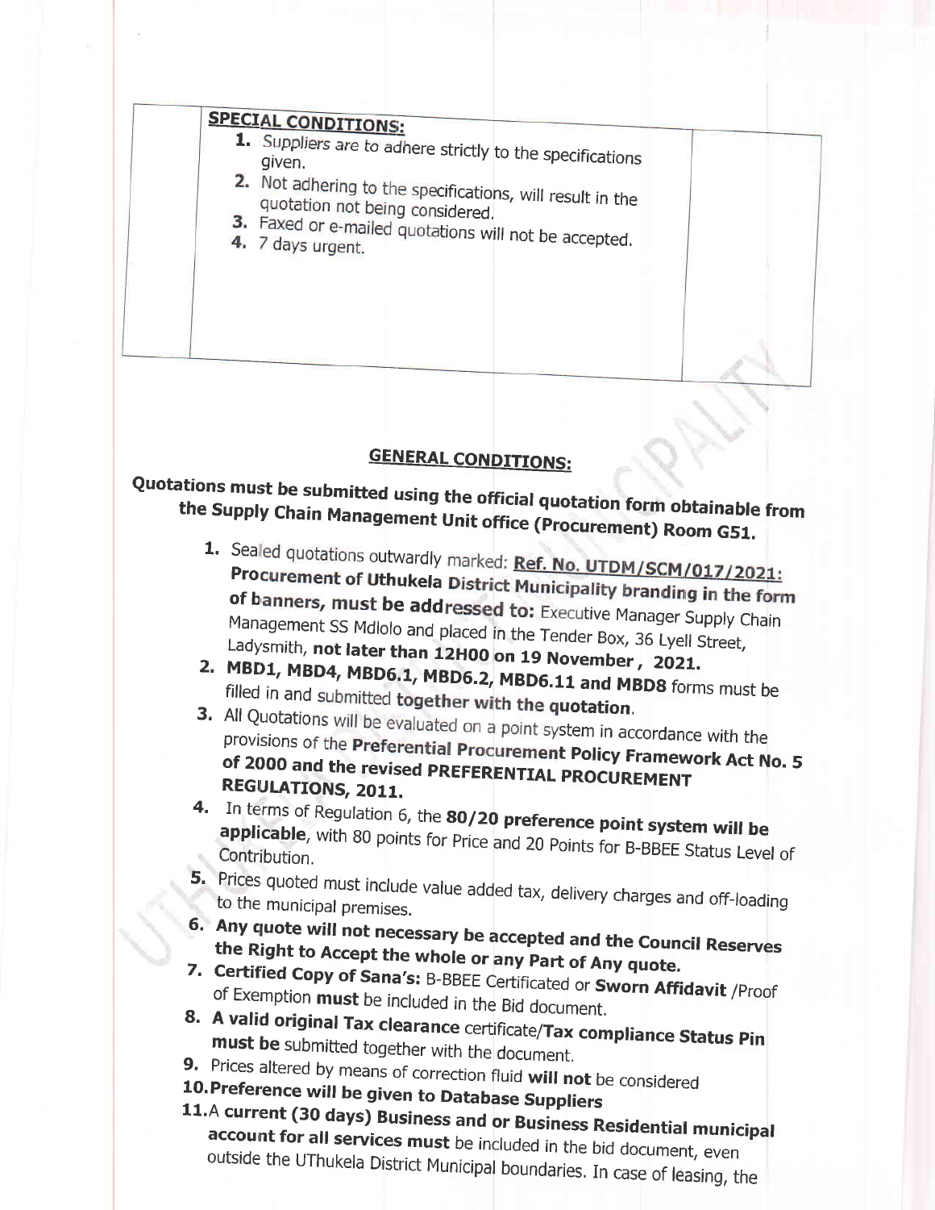| | **SPECIAL CONDITIONS:** 1. Suppliers are to adhere strictly to the specifications given. 2. Not adhering to the specifications, will result in the quotation not being considered. 3. Faxed or e-mailed quotations will not be accepted. 4. 7 days urgent. | |
|---|---|---|

## GENERAL CONDITIONS:

**Quotations must be submitted using the official quotation form obtainable from the Supply Chain Management Unit office (Procurement) Room G51.**

1. Sealed quotations outwardly marked: **Ref. No. UTDM/SCM/017/2021: Procurement of Uthukela District Municipality branding in the form of banners, must be addressed to:** Executive Manager Supply Chain Management SS Mdlolo and placed in the Tender Box, 36 Lyell Street, Ladysmith, **not later than 12H00 on 19 November , 2021.**
2. **MBD1, MBD4, MBD6.1, MBD6.2, MBD6.11 and MBD8** forms must be filled in and submitted **together with the quotation**.
3. All Quotations will be evaluated on a point system in accordance with the provisions of the **Preferential Procurement Policy Framework Act No. 5 of 2000 and the revised PREFERENTIAL PROCUREMENT REGULATIONS, 2011.**
4. In terms of Regulation 6, the **80/20 preference point system will be applicable**, with 80 points for Price and 20 Points for B-BBEE Status Level of Contribution.
5. Prices quoted must include value added tax, delivery charges and off-loading to the municipal premises.
6. **Any quote will not necessary be accepted and the Council Reserves the Right to Accept the whole or any Part of Any quote.**
7. **Certified Copy of Sana's:** B-BBEE Certificated or **Sworn Affidavit** /Proof of Exemption **must** be included in the Bid document.
8. **A valid original Tax clearance** certificate/**Tax compliance Status Pin must be** submitted together with the document.
9. Prices altered by means of correction fluid **will not** be considered
10. **Preference will be given to Database Suppliers**
11. A **current (30 days) Business and or Business Residential municipal account for all services must** be included in the bid document, even outside the UThukela District Municipal boundaries. In case of leasing, the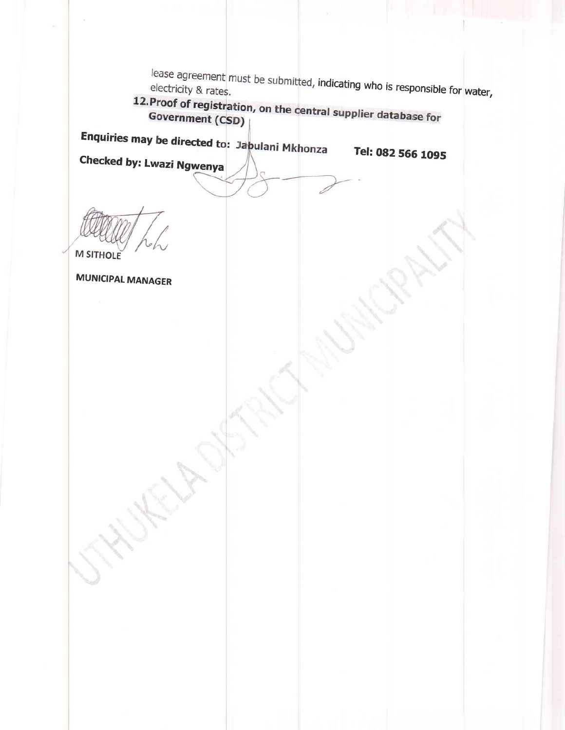lease agreement must be submitted, indicating who is responsible for water, electricity & rates.

12. **Proof of registration, on the central supplier database for Government (CSD)**

**Enquiries may be directed to:** Jabulani Mkhonza **Tel: 082 566 1095**

**Checked by: Lwazi Ngwenya**

**M SITHOLE**

**MUNICIPAL MANAGER**